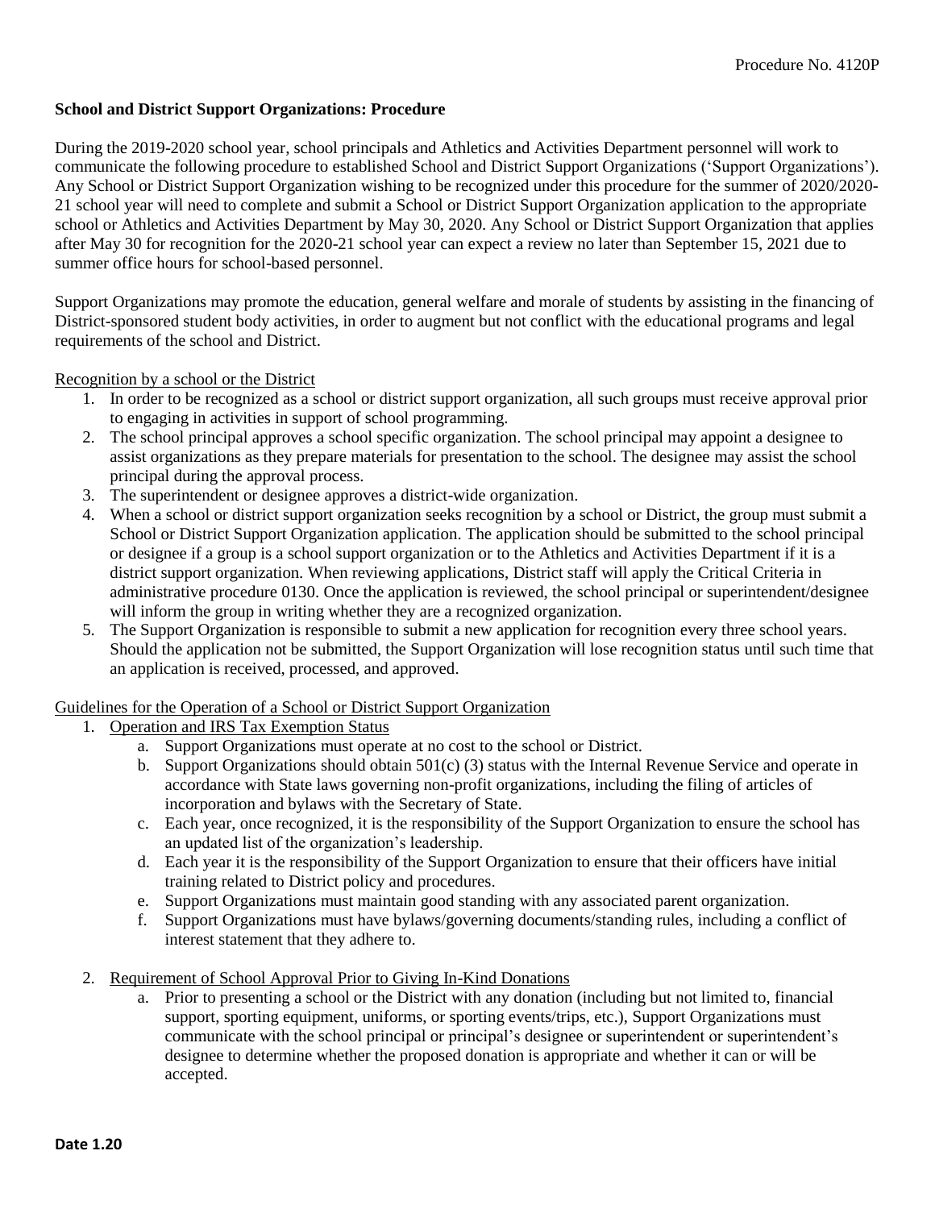Procedure No. 4120P

**School and District Support Organizations: Procedure**

During the 2019-2020 school year, school principals and Athletics and Activities Department personnel will work to communicate the following procedure to established School and District Support Organizations ('Support Organizations'). Any School or District Support Organization wishing to be recognized under this procedure for the summer of 2020/2020-21 school year will need to complete and submit a School or District Support Organization application to the appropriate school or Athletics and Activities Department by May 30, 2020. Any School or District Support Organization that applies after May 30 for recognition for the 2020-21 school year can expect a review no later than September 15, 2021 due to summer office hours for school-based personnel.

Support Organizations may promote the education, general welfare and morale of students by assisting in the financing of District-sponsored student body activities, in order to augment but not conflict with the educational programs and legal requirements of the school and District.

Recognition by a school or the District

1. In order to be recognized as a school or district support organization, all such groups must receive approval prior to engaging in activities in support of school programming.
2. The school principal approves a school specific organization. The school principal may appoint a designee to assist organizations as they prepare materials for presentation to the school. The designee may assist the school principal during the approval process.
3. The superintendent or designee approves a district-wide organization.
4. When a school or district support organization seeks recognition by a school or District, the group must submit a School or District Support Organization application. The application should be submitted to the school principal or designee if a group is a school support organization or to the Athletics and Activities Department if it is a district support organization. When reviewing applications, District staff will apply the Critical Criteria in administrative procedure 0130. Once the application is reviewed, the school principal or superintendent/designee will inform the group in writing whether they are a recognized organization.
5. The Support Organization is responsible to submit a new application for recognition every three school years. Should the application not be submitted, the Support Organization will lose recognition status until such time that an application is received, processed, and approved.

Guidelines for the Operation of a School or District Support Organization

1. Operation and IRS Tax Exemption Status
   a. Support Organizations must operate at no cost to the school or District.
   b. Support Organizations should obtain 501(c) (3) status with the Internal Revenue Service and operate in accordance with State laws governing non-profit organizations, including the filing of articles of incorporation and bylaws with the Secretary of State.
   c. Each year, once recognized, it is the responsibility of the Support Organization to ensure the school has an updated list of the organization's leadership.
   d. Each year it is the responsibility of the Support Organization to ensure that their officers have initial training related to District policy and procedures.
   e. Support Organizations must maintain good standing with any associated parent organization.
   f. Support Organizations must have bylaws/governing documents/standing rules, including a conflict of interest statement that they adhere to.

2. Requirement of School Approval Prior to Giving In-Kind Donations
   a. Prior to presenting a school or the District with any donation (including but not limited to, financial support, sporting equipment, uniforms, or sporting events/trips, etc.), Support Organizations must communicate with the school principal or principal's designee or superintendent or superintendent's designee to determine whether the proposed donation is appropriate and whether it can or will be accepted.

**Date 1.20**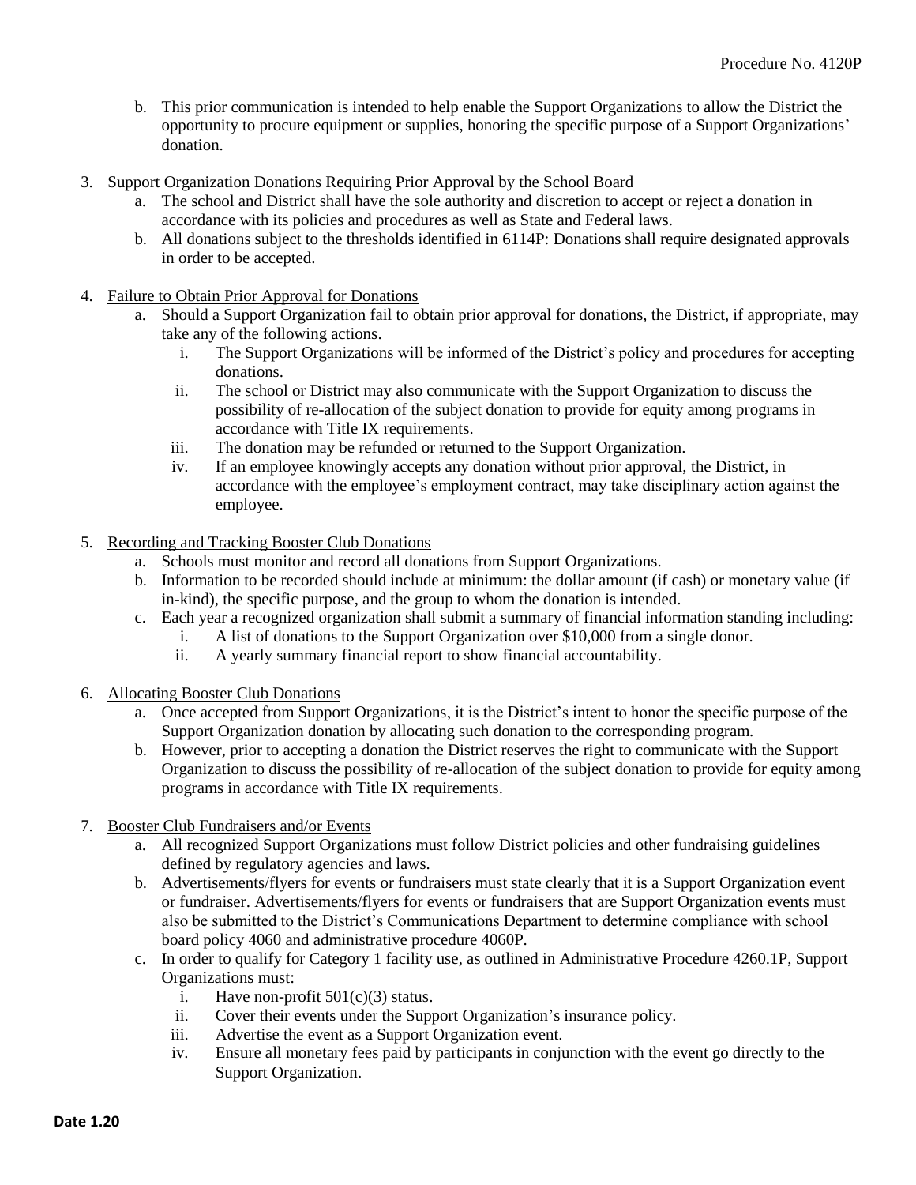b. This prior communication is intended to help enable the Support Organizations to allow the District the opportunity to procure equipment or supplies, honoring the specific purpose of a Support Organizations' donation.

3. Support Organization Donations Requiring Prior Approval by the School Board
   a. The school and District shall have the sole authority and discretion to accept or reject a donation in accordance with its policies and procedures as well as State and Federal laws.
   b. All donations subject to the thresholds identified in 6114P: Donations shall require designated approvals in order to be accepted.

4. Failure to Obtain Prior Approval for Donations
   a. Should a Support Organization fail to obtain prior approval for donations, the District, if appropriate, may take any of the following actions.
      i. The Support Organizations will be informed of the District's policy and procedures for accepting donations.
      ii. The school or District may also communicate with the Support Organization to discuss the possibility of re-allocation of the subject donation to provide for equity among programs in accordance with Title IX requirements.
      iii. The donation may be refunded or returned to the Support Organization.
      iv. If an employee knowingly accepts any donation without prior approval, the District, in accordance with the employee's employment contract, may take disciplinary action against the employee.

5. Recording and Tracking Booster Club Donations
   a. Schools must monitor and record all donations from Support Organizations.
   b. Information to be recorded should include at minimum: the dollar amount (if cash) or monetary value (if in-kind), the specific purpose, and the group to whom the donation is intended.
   c. Each year a recognized organization shall submit a summary of financial information standing including:
      i. A list of donations to the Support Organization over $10,000 from a single donor.
      ii. A yearly summary financial report to show financial accountability.

6. Allocating Booster Club Donations
   a. Once accepted from Support Organizations, it is the District's intent to honor the specific purpose of the Support Organization donation by allocating such donation to the corresponding program.
   b. However, prior to accepting a donation the District reserves the right to communicate with the Support Organization to discuss the possibility of re-allocation of the subject donation to provide for equity among programs in accordance with Title IX requirements.

7. Booster Club Fundraisers and/or Events
   a. All recognized Support Organizations must follow District policies and other fundraising guidelines defined by regulatory agencies and laws.
   b. Advertisements/flyers for events or fundraisers must state clearly that it is a Support Organization event or fundraiser. Advertisements/flyers for events or fundraisers that are Support Organization events must also be submitted to the District's Communications Department to determine compliance with school board policy 4060 and administrative procedure 4060P.
   c. In order to qualify for Category 1 facility use, as outlined in Administrative Procedure 4260.1P, Support Organizations must:
      i. Have non-profit 501(c)(3) status.
      ii. Cover their events under the Support Organization's insurance policy.
      iii. Advertise the event as a Support Organization event.
      iv. Ensure all monetary fees paid by participants in conjunction with the event go directly to the Support Organization.